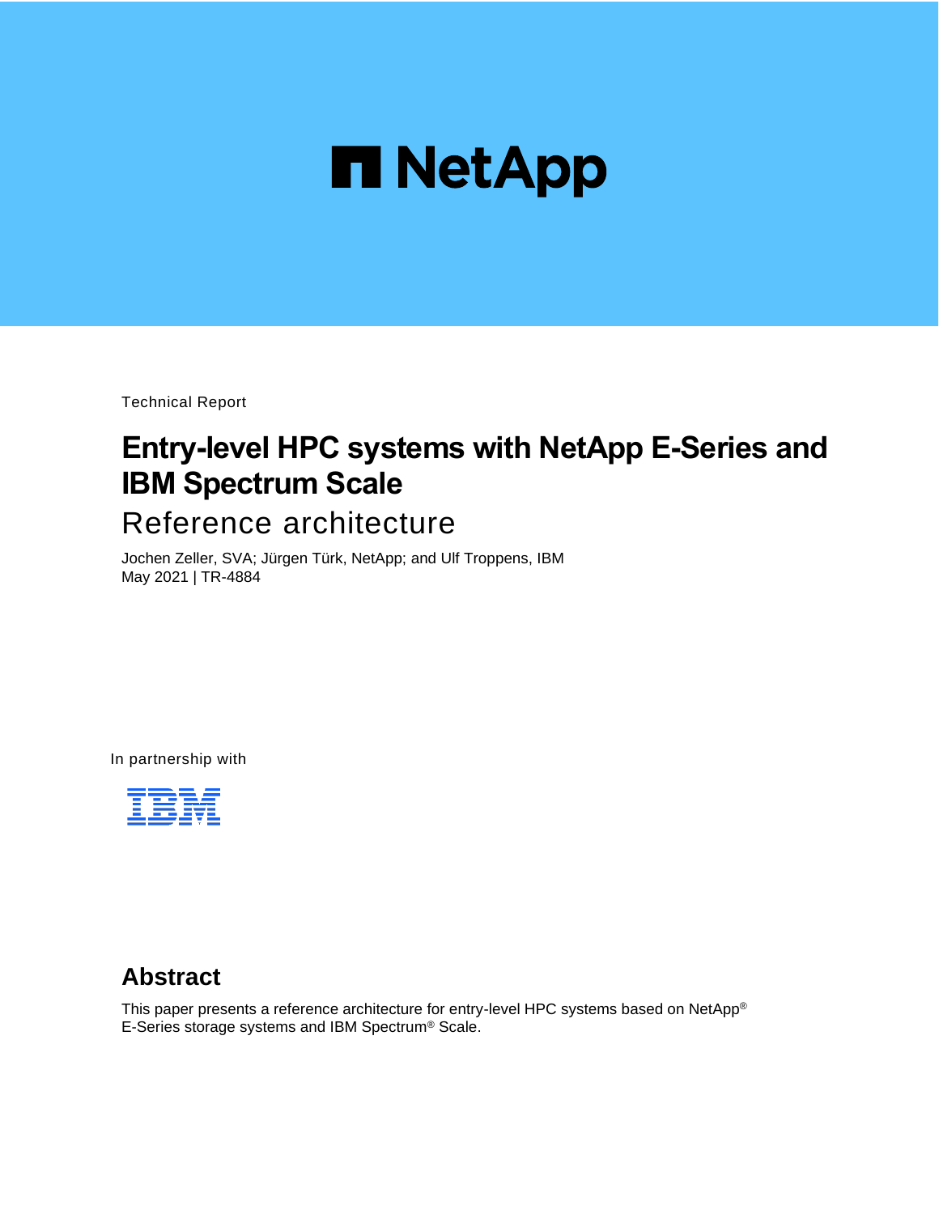Technical Report

# Entry-level HPC systems with NetApp E-Series and IBM Spectrum Scale

## Reference architecture

Jochen Zeller, SVA; Jürgen Türk, NetApp; and Ulf Troppens, IBM
May 2021 | TR-4884

In partnership with

## Abstract

This paper presents a reference architecture for entry-level HPC systems based on NetApp® E-Series storage systems and IBM Spectrum® Scale.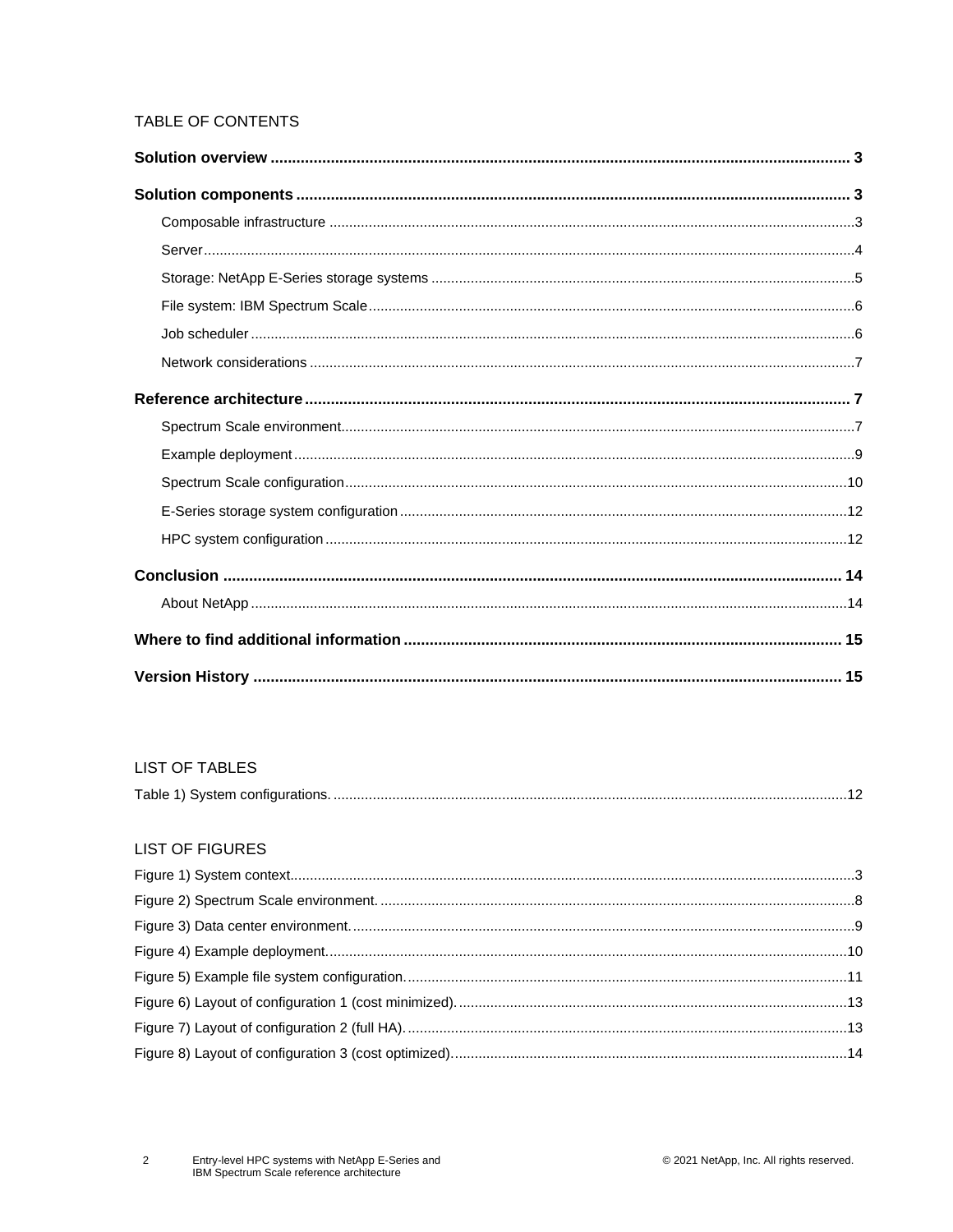TABLE OF CONTENTS

**Solution overview** ........................................................................ **3**

**Solution components** ........................................................................ **3**

- Composable infrastructure ........................................................................ 3
- Server ........................................................................ 4
- Storage: NetApp E-Series storage systems ........................................................................ 5
- File system: IBM Spectrum Scale ........................................................................ 6
- Job scheduler ........................................................................ 6
- Network considerations ........................................................................ 7

**Reference architecture** ........................................................................ **7**

- Spectrum Scale environment ........................................................................ 7
- Example deployment ........................................................................ 9
- Spectrum Scale configuration ........................................................................ 10
- E-Series storage system configuration ........................................................................ 12
- HPC system configuration ........................................................................ 12

**Conclusion** ........................................................................ **14**

- About NetApp ........................................................................ 14

**Where to find additional information** ........................................................................ **15**

**Version History** ........................................................................ **15**

LIST OF TABLES

Table 1) System configurations. ........................................................................ 12

LIST OF FIGURES

Figure 1) System context. ........................................................................ 3

Figure 2) Spectrum Scale environment. ........................................................................ 8

Figure 3) Data center environment. ........................................................................ 9

Figure 4) Example deployment. ........................................................................ 10

Figure 5) Example file system configuration. ........................................................................ 11

Figure 6) Layout of configuration 1 (cost minimized). ........................................................................ 13

Figure 7) Layout of configuration 2 (full HA). ........................................................................ 13

Figure 8) Layout of configuration 3 (cost optimized). ........................................................................ 14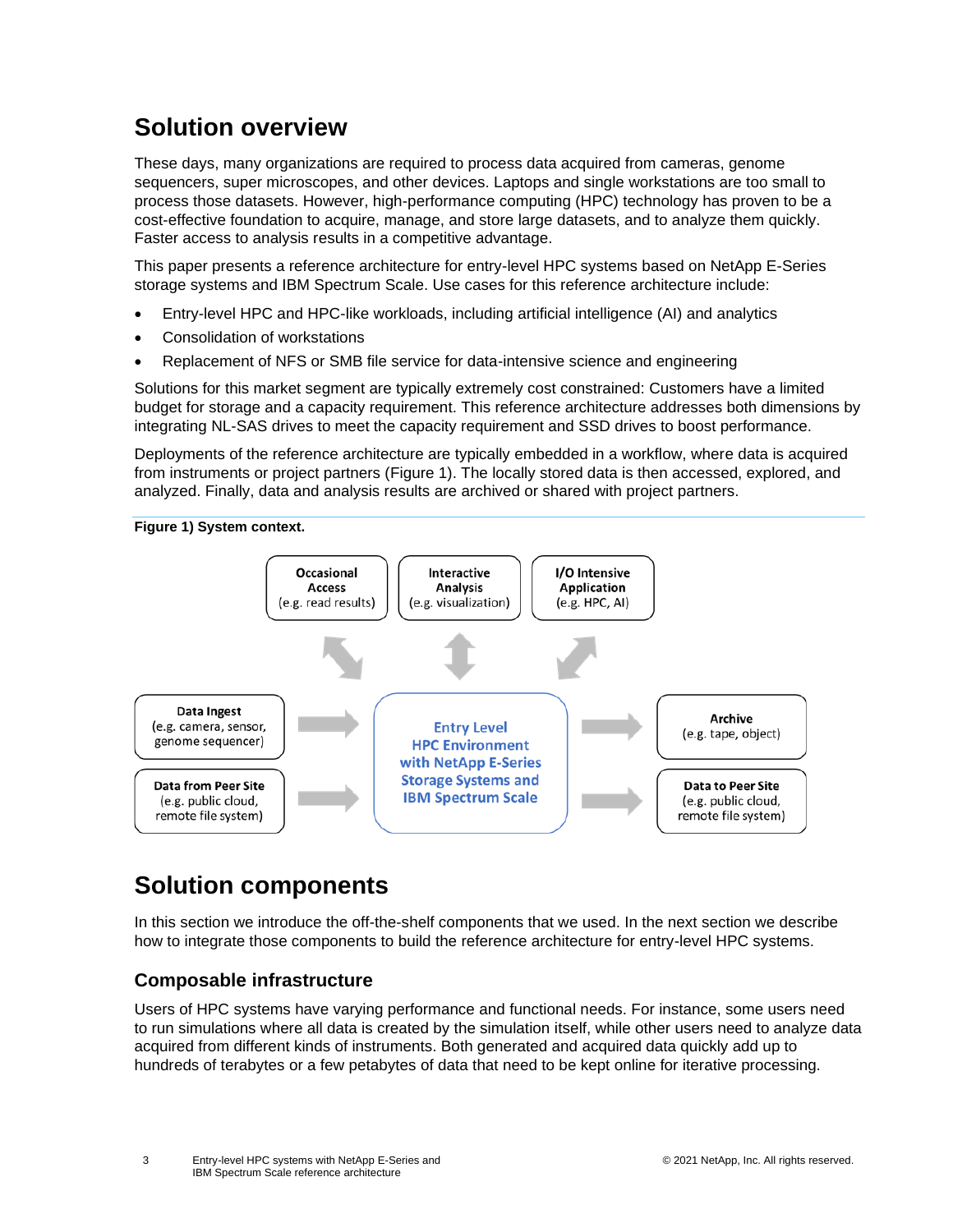## Solution overview

These days, many organizations are required to process data acquired from cameras, genome sequencers, super microscopes, and other devices. Laptops and single workstations are too small to process those datasets. However, high-performance computing (HPC) technology has proven to be a cost-effective foundation to acquire, manage, and store large datasets, and to analyze them quickly. Faster access to analysis results in a competitive advantage.

This paper presents a reference architecture for entry-level HPC systems based on NetApp E-Series storage systems and IBM Spectrum Scale. Use cases for this reference architecture include:

- Entry-level HPC and HPC-like workloads, including artificial intelligence (AI) and analytics
- Consolidation of workstations
- Replacement of NFS or SMB file service for data-intensive science and engineering

Solutions for this market segment are typically extremely cost constrained: Customers have a limited budget for storage and a capacity requirement. This reference architecture addresses both dimensions by integrating NL-SAS drives to meet the capacity requirement and SSD drives to boost performance.

Deployments of the reference architecture are typically embedded in a workflow, where data is acquired from instruments or project partners (Figure 1). The locally stored data is then accessed, explored, and analyzed. Finally, data and analysis results are archived or shared with project partners.

**Figure 1) System context.**

Occasional Access (e.g. read results) | Interactive Analysis (e.g. visualization) | I/O Intensive Application (e.g. HPC, AI)

Data Ingest (e.g. camera, sensor, genome sequencer) → Entry Level HPC Environment with NetApp E-Series Storage Systems and IBM Spectrum Scale → Archive (e.g. tape, object)

Data from Peer Site (e.g. public cloud, remote file system) → Entry Level HPC Environment with NetApp E-Series Storage Systems and IBM Spectrum Scale → Data to Peer Site (e.g. public cloud, remote file system)

## Solution components

In this section we introduce the off-the-shelf components that we used. In the next section we describe how to integrate those components to build the reference architecture for entry-level HPC systems.

### Composable infrastructure

Users of HPC systems have varying performance and functional needs. For instance, some users need to run simulations where all data is created by the simulation itself, while other users need to analyze data acquired from different kinds of instruments. Both generated and acquired data quickly add up to hundreds of terabytes or a few petabytes of data that need to be kept online for iterative processing.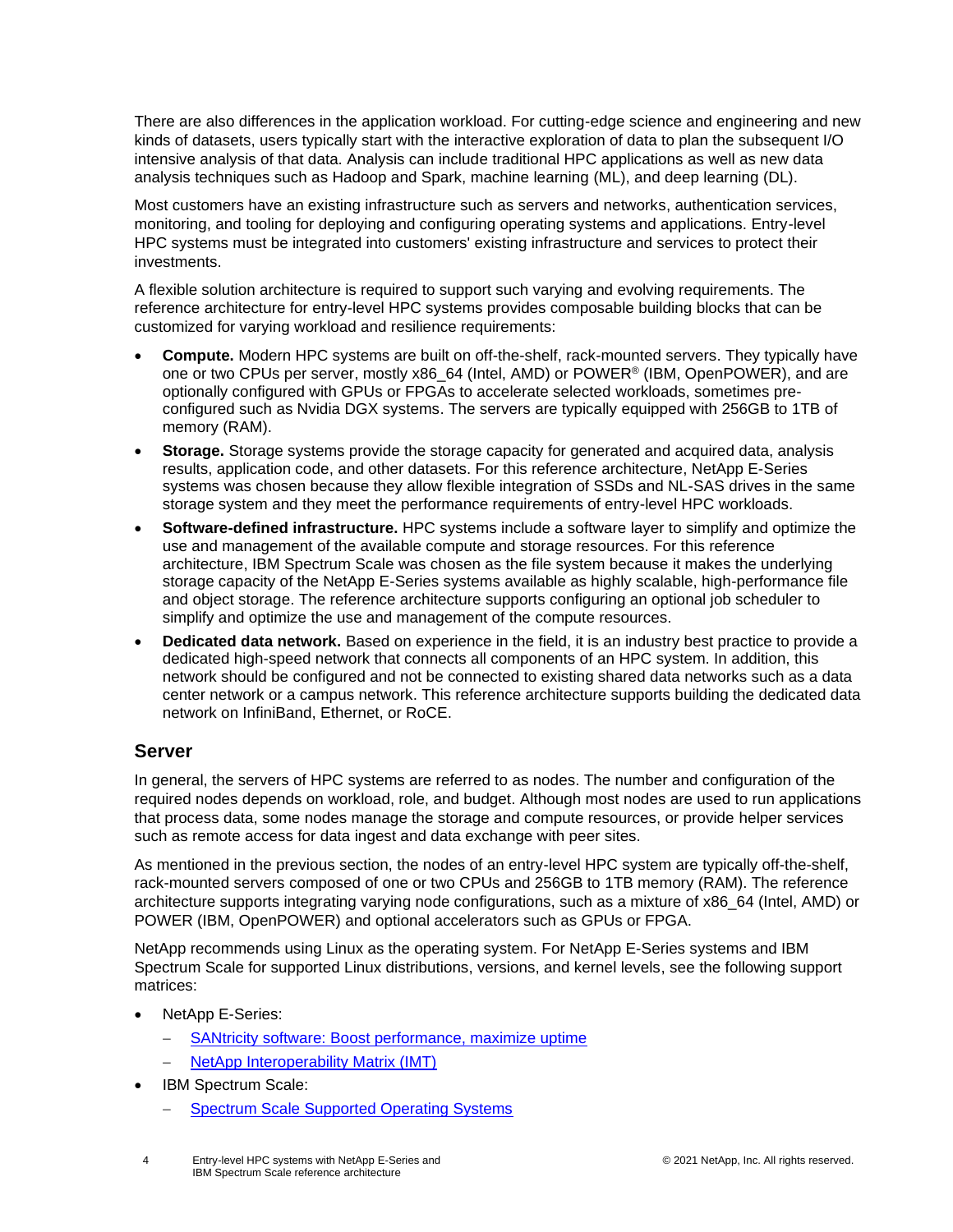There are also differences in the application workload. For cutting-edge science and engineering and new kinds of datasets, users typically start with the interactive exploration of data to plan the subsequent I/O intensive analysis of that data. Analysis can include traditional HPC applications as well as new data analysis techniques such as Hadoop and Spark, machine learning (ML), and deep learning (DL).

Most customers have an existing infrastructure such as servers and networks, authentication services, monitoring, and tooling for deploying and configuring operating systems and applications. Entry-level HPC systems must be integrated into customers' existing infrastructure and services to protect their investments.

A flexible solution architecture is required to support such varying and evolving requirements. The reference architecture for entry-level HPC systems provides composable building blocks that can be customized for varying workload and resilience requirements:

- **Compute.** Modern HPC systems are built on off-the-shelf, rack-mounted servers. They typically have one or two CPUs per server, mostly x86_64 (Intel, AMD) or POWER® (IBM, OpenPOWER), and are optionally configured with GPUs or FPGAs to accelerate selected workloads, sometimes pre-configured such as Nvidia DGX systems. The servers are typically equipped with 256GB to 1TB of memory (RAM).
- **Storage.** Storage systems provide the storage capacity for generated and acquired data, analysis results, application code, and other datasets. For this reference architecture, NetApp E-Series systems was chosen because they allow flexible integration of SSDs and NL-SAS drives in the same storage system and they meet the performance requirements of entry-level HPC workloads.
- **Software-defined infrastructure.** HPC systems include a software layer to simplify and optimize the use and management of the available compute and storage resources. For this reference architecture, IBM Spectrum Scale was chosen as the file system because it makes the underlying storage capacity of the NetApp E-Series systems available as highly scalable, high-performance file and object storage. The reference architecture supports configuring an optional job scheduler to simplify and optimize the use and management of the compute resources.
- **Dedicated data network.** Based on experience in the field, it is an industry best practice to provide a dedicated high-speed network that connects all components of an HPC system. In addition, this network should be configured and not be connected to existing shared data networks such as a data center network or a campus network. This reference architecture supports building the dedicated data network on InfiniBand, Ethernet, or RoCE.

## Server

In general, the servers of HPC systems are referred to as nodes. The number and configuration of the required nodes depends on workload, role, and budget. Although most nodes are used to run applications that process data, some nodes manage the storage and compute resources, or provide helper services such as remote access for data ingest and data exchange with peer sites.

As mentioned in the previous section, the nodes of an entry-level HPC system are typically off-the-shelf, rack-mounted servers composed of one or two CPUs and 256GB to 1TB memory (RAM). The reference architecture supports integrating varying node configurations, such as a mixture of x86_64 (Intel, AMD) or POWER (IBM, OpenPOWER) and optional accelerators such as GPUs or FPGA.

NetApp recommends using Linux as the operating system. For NetApp E-Series systems and IBM Spectrum Scale for supported Linux distributions, versions, and kernel levels, see the following support matrices:

- NetApp E-Series:
  - SANtricity software: Boost performance, maximize uptime
  - NetApp Interoperability Matrix (IMT)
- IBM Spectrum Scale:
  - Spectrum Scale Supported Operating Systems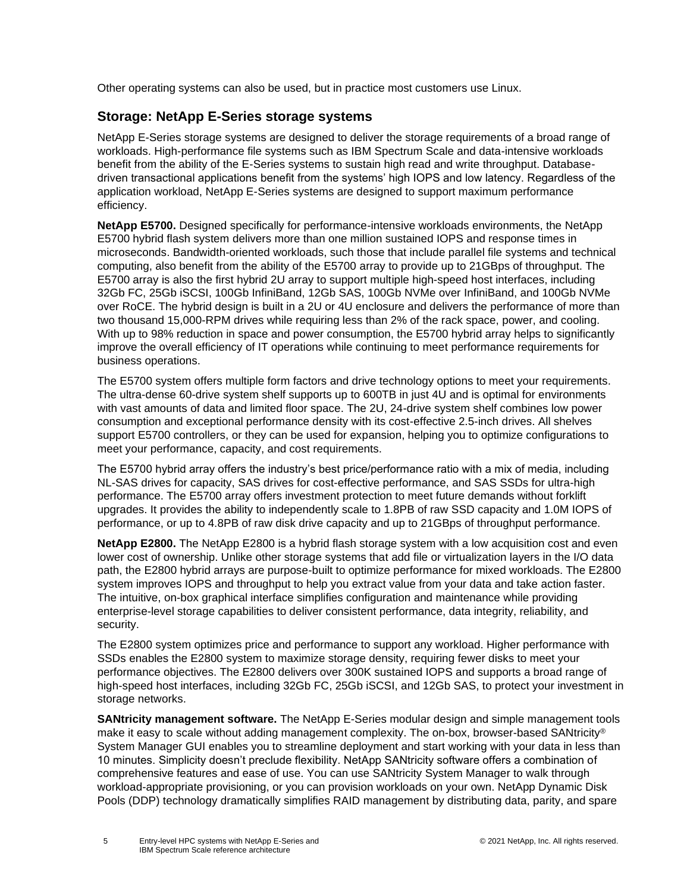Other operating systems can also be used, but in practice most customers use Linux.

## Storage: NetApp E-Series storage systems

NetApp E-Series storage systems are designed to deliver the storage requirements of a broad range of workloads. High-performance file systems such as IBM Spectrum Scale and data-intensive workloads benefit from the ability of the E-Series systems to sustain high read and write throughput. Database-driven transactional applications benefit from the systems' high IOPS and low latency. Regardless of the application workload, NetApp E-Series systems are designed to support maximum performance efficiency.

**NetApp E5700.** Designed specifically for performance-intensive workloads environments, the NetApp E5700 hybrid flash system delivers more than one million sustained IOPS and response times in microseconds. Bandwidth-oriented workloads, such those that include parallel file systems and technical computing, also benefit from the ability of the E5700 array to provide up to 21GBps of throughput. The E5700 array is also the first hybrid 2U array to support multiple high-speed host interfaces, including 32Gb FC, 25Gb iSCSI, 100Gb InfiniBand, 12Gb SAS, 100Gb NVMe over InfiniBand, and 100Gb NVMe over RoCE. The hybrid design is built in a 2U or 4U enclosure and delivers the performance of more than two thousand 15,000-RPM drives while requiring less than 2% of the rack space, power, and cooling. With up to 98% reduction in space and power consumption, the E5700 hybrid array helps to significantly improve the overall efficiency of IT operations while continuing to meet performance requirements for business operations.

The E5700 system offers multiple form factors and drive technology options to meet your requirements. The ultra-dense 60-drive system shelf supports up to 600TB in just 4U and is optimal for environments with vast amounts of data and limited floor space. The 2U, 24-drive system shelf combines low power consumption and exceptional performance density with its cost-effective 2.5-inch drives. All shelves support E5700 controllers, or they can be used for expansion, helping you to optimize configurations to meet your performance, capacity, and cost requirements.

The E5700 hybrid array offers the industry's best price/performance ratio with a mix of media, including NL-SAS drives for capacity, SAS drives for cost-effective performance, and SAS SSDs for ultra-high performance. The E5700 array offers investment protection to meet future demands without forklift upgrades. It provides the ability to independently scale to 1.8PB of raw SSD capacity and 1.0M IOPS of performance, or up to 4.8PB of raw disk drive capacity and up to 21GBps of throughput performance.

**NetApp E2800.** The NetApp E2800 is a hybrid flash storage system with a low acquisition cost and even lower cost of ownership. Unlike other storage systems that add file or virtualization layers in the I/O data path, the E2800 hybrid arrays are purpose-built to optimize performance for mixed workloads. The E2800 system improves IOPS and throughput to help you extract value from your data and take action faster. The intuitive, on-box graphical interface simplifies configuration and maintenance while providing enterprise-level storage capabilities to deliver consistent performance, data integrity, reliability, and security.

The E2800 system optimizes price and performance to support any workload. Higher performance with SSDs enables the E2800 system to maximize storage density, requiring fewer disks to meet your performance objectives. The E2800 delivers over 300K sustained IOPS and supports a broad range of high-speed host interfaces, including 32Gb FC, 25Gb iSCSI, and 12Gb SAS, to protect your investment in storage networks.

**SANtricity management software.** The NetApp E-Series modular design and simple management tools make it easy to scale without adding management complexity. The on-box, browser-based SANtricity® System Manager GUI enables you to streamline deployment and start working with your data in less than 10 minutes. Simplicity doesn't preclude flexibility. NetApp SANtricity software offers a combination of comprehensive features and ease of use. You can use SANtricity System Manager to walk through workload-appropriate provisioning, or you can provision workloads on your own. NetApp Dynamic Disk Pools (DDP) technology dramatically simplifies RAID management by distributing data, parity, and spare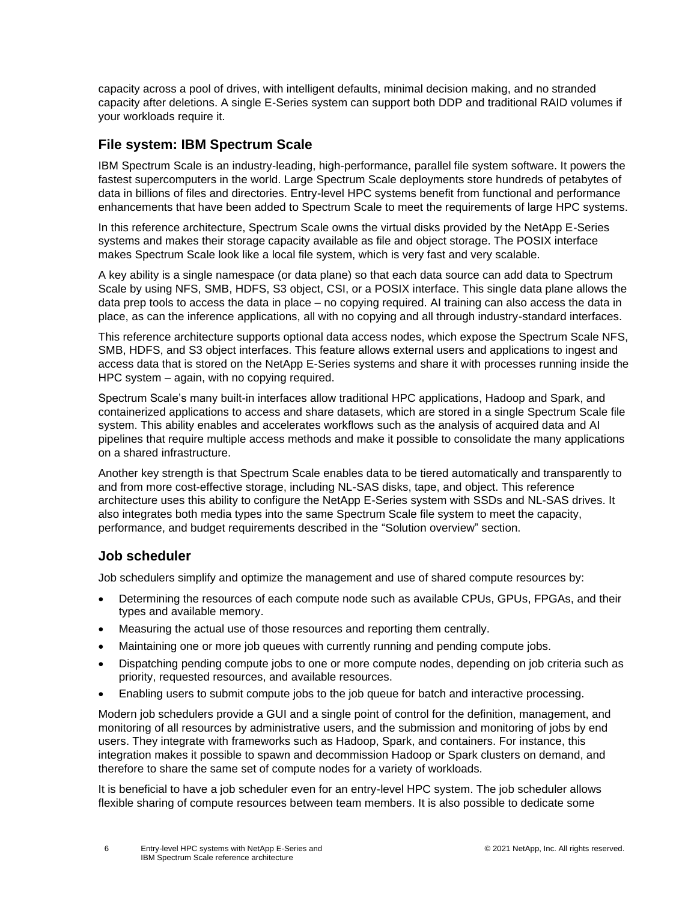capacity across a pool of drives, with intelligent defaults, minimal decision making, and no stranded capacity after deletions. A single E-Series system can support both DDP and traditional RAID volumes if your workloads require it.

## File system: IBM Spectrum Scale

IBM Spectrum Scale is an industry-leading, high-performance, parallel file system software. It powers the fastest supercomputers in the world. Large Spectrum Scale deployments store hundreds of petabytes of data in billions of files and directories. Entry-level HPC systems benefit from functional and performance enhancements that have been added to Spectrum Scale to meet the requirements of large HPC systems.

In this reference architecture, Spectrum Scale owns the virtual disks provided by the NetApp E-Series systems and makes their storage capacity available as file and object storage. The POSIX interface makes Spectrum Scale look like a local file system, which is very fast and very scalable.

A key ability is a single namespace (or data plane) so that each data source can add data to Spectrum Scale by using NFS, SMB, HDFS, S3 object, CSI, or a POSIX interface. This single data plane allows the data prep tools to access the data in place – no copying required. AI training can also access the data in place, as can the inference applications, all with no copying and all through industry-standard interfaces.

This reference architecture supports optional data access nodes, which expose the Spectrum Scale NFS, SMB, HDFS, and S3 object interfaces. This feature allows external users and applications to ingest and access data that is stored on the NetApp E-Series systems and share it with processes running inside the HPC system – again, with no copying required.

Spectrum Scale's many built-in interfaces allow traditional HPC applications, Hadoop and Spark, and containerized applications to access and share datasets, which are stored in a single Spectrum Scale file system. This ability enables and accelerates workflows such as the analysis of acquired data and AI pipelines that require multiple access methods and make it possible to consolidate the many applications on a shared infrastructure.

Another key strength is that Spectrum Scale enables data to be tiered automatically and transparently to and from more cost-effective storage, including NL-SAS disks, tape, and object. This reference architecture uses this ability to configure the NetApp E-Series system with SSDs and NL-SAS drives. It also integrates both media types into the same Spectrum Scale file system to meet the capacity, performance, and budget requirements described in the "Solution overview" section.

## Job scheduler

Job schedulers simplify and optimize the management and use of shared compute resources by:

- Determining the resources of each compute node such as available CPUs, GPUs, FPGAs, and their types and available memory.
- Measuring the actual use of those resources and reporting them centrally.
- Maintaining one or more job queues with currently running and pending compute jobs.
- Dispatching pending compute jobs to one or more compute nodes, depending on job criteria such as priority, requested resources, and available resources.
- Enabling users to submit compute jobs to the job queue for batch and interactive processing.

Modern job schedulers provide a GUI and a single point of control for the definition, management, and monitoring of all resources by administrative users, and the submission and monitoring of jobs by end users. They integrate with frameworks such as Hadoop, Spark, and containers. For instance, this integration makes it possible to spawn and decommission Hadoop or Spark clusters on demand, and therefore to share the same set of compute nodes for a variety of workloads.

It is beneficial to have a job scheduler even for an entry-level HPC system. The job scheduler allows flexible sharing of compute resources between team members. It is also possible to dedicate some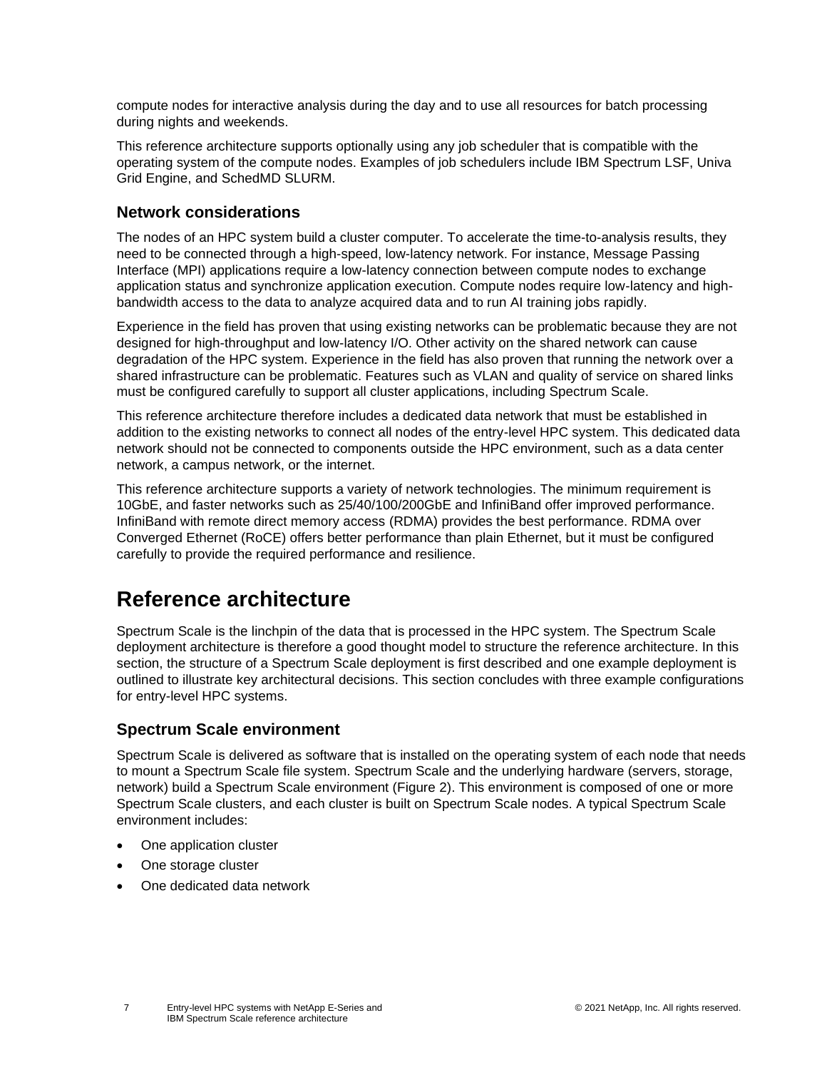compute nodes for interactive analysis during the day and to use all resources for batch processing during nights and weekends.

This reference architecture supports optionally using any job scheduler that is compatible with the operating system of the compute nodes. Examples of job schedulers include IBM Spectrum LSF, Univa Grid Engine, and SchedMD SLURM.

### Network considerations

The nodes of an HPC system build a cluster computer. To accelerate the time-to-analysis results, they need to be connected through a high-speed, low-latency network. For instance, Message Passing Interface (MPI) applications require a low-latency connection between compute nodes to exchange application status and synchronize application execution. Compute nodes require low-latency and high-bandwidth access to the data to analyze acquired data and to run AI training jobs rapidly.

Experience in the field has proven that using existing networks can be problematic because they are not designed for high-throughput and low-latency I/O. Other activity on the shared network can cause degradation of the HPC system. Experience in the field has also proven that running the network over a shared infrastructure can be problematic. Features such as VLAN and quality of service on shared links must be configured carefully to support all cluster applications, including Spectrum Scale.

This reference architecture therefore includes a dedicated data network that must be established in addition to the existing networks to connect all nodes of the entry-level HPC system. This dedicated data network should not be connected to components outside the HPC environment, such as a data center network, a campus network, or the internet.

This reference architecture supports a variety of network technologies. The minimum requirement is 10GbE, and faster networks such as 25/40/100/200GbE and InfiniBand offer improved performance. InfiniBand with remote direct memory access (RDMA) provides the best performance. RDMA over Converged Ethernet (RoCE) offers better performance than plain Ethernet, but it must be configured carefully to provide the required performance and resilience.

## Reference architecture

Spectrum Scale is the linchpin of the data that is processed in the HPC system. The Spectrum Scale deployment architecture is therefore a good thought model to structure the reference architecture. In this section, the structure of a Spectrum Scale deployment is first described and one example deployment is outlined to illustrate key architectural decisions. This section concludes with three example configurations for entry-level HPC systems.

### Spectrum Scale environment

Spectrum Scale is delivered as software that is installed on the operating system of each node that needs to mount a Spectrum Scale file system. Spectrum Scale and the underlying hardware (servers, storage, network) build a Spectrum Scale environment (Figure 2). This environment is composed of one or more Spectrum Scale clusters, and each cluster is built on Spectrum Scale nodes. A typical Spectrum Scale environment includes:

- One application cluster
- One storage cluster
- One dedicated data network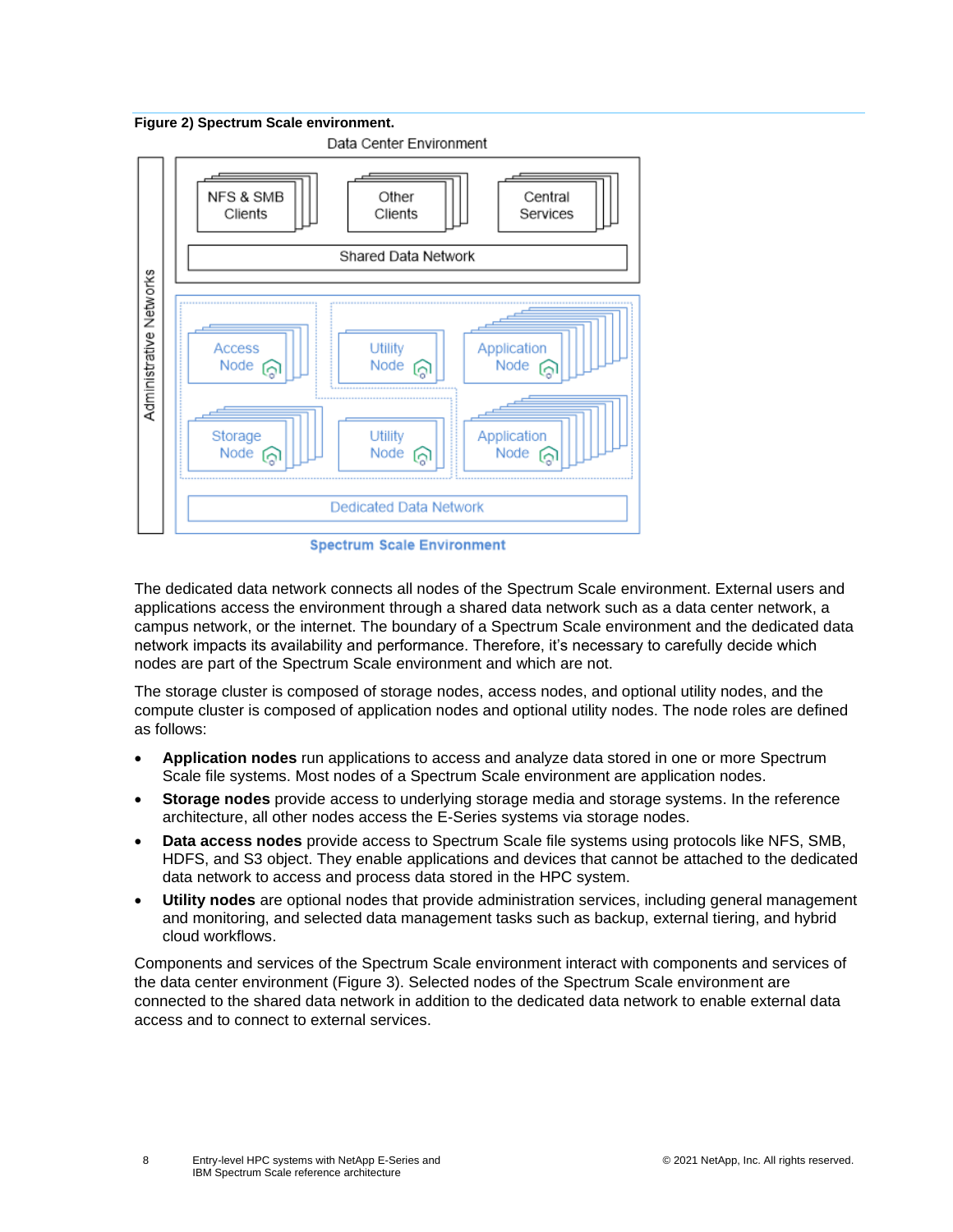**Figure 2) Spectrum Scale environment.**

Data Center Environment

NFS & SMB Clients

Other Clients

Central Services

Shared Data Network

Administrative Networks

Access Node

Utility Node

Application Node

Storage Node

Utility Node

Application Node

Dedicated Data Network

Spectrum Scale Environment

The dedicated data network connects all nodes of the Spectrum Scale environment. External users and applications access the environment through a shared data network such as a data center network, a campus network, or the internet. The boundary of a Spectrum Scale environment and the dedicated data network impacts its availability and performance. Therefore, it's necessary to carefully decide which nodes are part of the Spectrum Scale environment and which are not.

The storage cluster is composed of storage nodes, access nodes, and optional utility nodes, and the compute cluster is composed of application nodes and optional utility nodes. The node roles are defined as follows:

- **Application nodes** run applications to access and analyze data stored in one or more Spectrum Scale file systems. Most nodes of a Spectrum Scale environment are application nodes.
- **Storage nodes** provide access to underlying storage media and storage systems. In the reference architecture, all other nodes access the E-Series systems via storage nodes.
- **Data access nodes** provide access to Spectrum Scale file systems using protocols like NFS, SMB, HDFS, and S3 object. They enable applications and devices that cannot be attached to the dedicated data network to access and process data stored in the HPC system.
- **Utility nodes** are optional nodes that provide administration services, including general management and monitoring, and selected data management tasks such as backup, external tiering, and hybrid cloud workflows.

Components and services of the Spectrum Scale environment interact with components and services of the data center environment (Figure 3). Selected nodes of the Spectrum Scale environment are connected to the shared data network in addition to the dedicated data network to enable external data access and to connect to external services.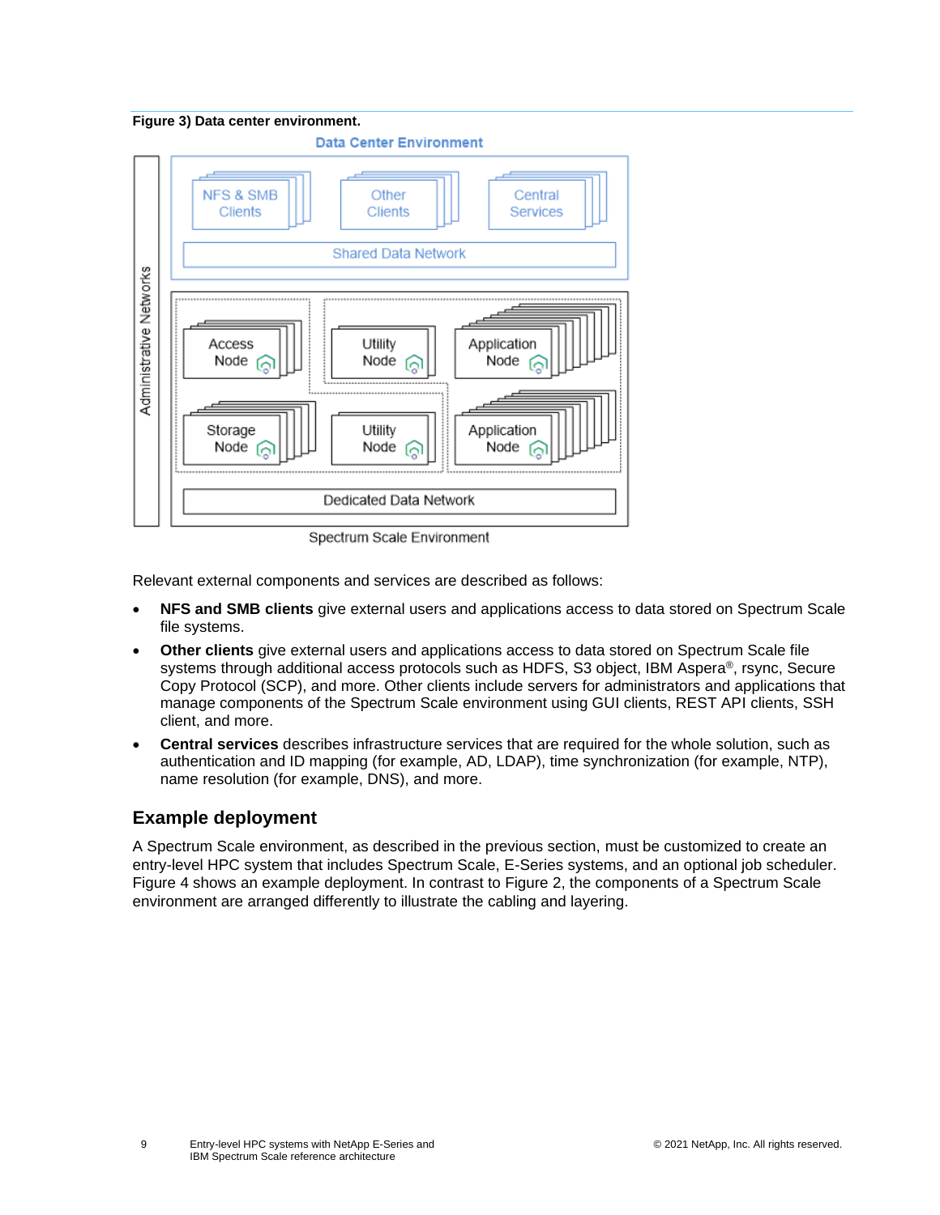**Figure 3) Data center environment.**

Data Center Environment

NFS & SMB Clients

Other Clients

Central Services

Shared Data Network

Administrative Networks

Access Node

Utility Node

Application Node

Storage Node

Utility Node

Application Node

Dedicated Data Network

Spectrum Scale Environment

Relevant external components and services are described as follows:

- **NFS and SMB clients** give external users and applications access to data stored on Spectrum Scale file systems.
- **Other clients** give external users and applications access to data stored on Spectrum Scale file systems through additional access protocols such as HDFS, S3 object, IBM Aspera®, rsync, Secure Copy Protocol (SCP), and more. Other clients include servers for administrators and applications that manage components of the Spectrum Scale environment using GUI clients, REST API clients, SSH client, and more.
- **Central services** describes infrastructure services that are required for the whole solution, such as authentication and ID mapping (for example, AD, LDAP), time synchronization (for example, NTP), name resolution (for example, DNS), and more.

## Example deployment

A Spectrum Scale environment, as described in the previous section, must be customized to create an entry-level HPC system that includes Spectrum Scale, E-Series systems, and an optional job scheduler. Figure 4 shows an example deployment. In contrast to Figure 2, the components of a Spectrum Scale environment are arranged differently to illustrate the cabling and layering.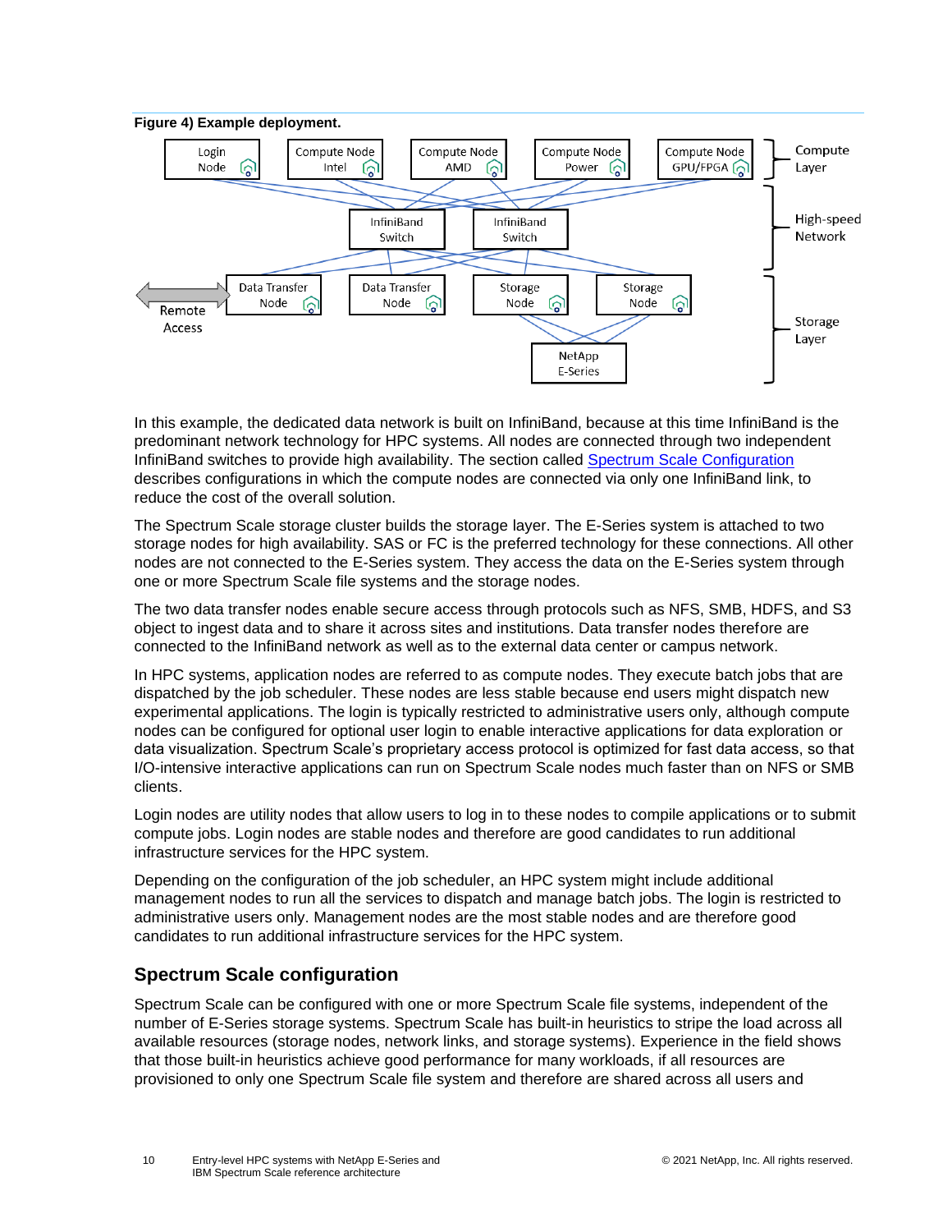**Figure 4) Example deployment.**

Login Node
Compute Node Intel
Compute Node AMD
Compute Node Power
Compute Node GPU/FPGA
Compute Layer
InfiniBand Switch
InfiniBand Switch
High-speed Network
Remote Access
Data Transfer Node
Data Transfer Node
Storage Node
Storage Node
NetApp E-Series
Storage Layer

In this example, the dedicated data network is built on InfiniBand, because at this time InfiniBand is the predominant network technology for HPC systems. All nodes are connected through two independent InfiniBand switches to provide high availability. The section called Spectrum Scale Configuration describes configurations in which the compute nodes are connected via only one InfiniBand link, to reduce the cost of the overall solution.

The Spectrum Scale storage cluster builds the storage layer. The E-Series system is attached to two storage nodes for high availability. SAS or FC is the preferred technology for these connections. All other nodes are not connected to the E-Series system. They access the data on the E-Series system through one or more Spectrum Scale file systems and the storage nodes.

The two data transfer nodes enable secure access through protocols such as NFS, SMB, HDFS, and S3 object to ingest data and to share it across sites and institutions. Data transfer nodes therefore are connected to the InfiniBand network as well as to the external data center or campus network.

In HPC systems, application nodes are referred to as compute nodes. They execute batch jobs that are dispatched by the job scheduler. These nodes are less stable because end users might dispatch new experimental applications. The login is typically restricted to administrative users only, although compute nodes can be configured for optional user login to enable interactive applications for data exploration or data visualization. Spectrum Scale's proprietary access protocol is optimized for fast data access, so that I/O-intensive interactive applications can run on Spectrum Scale nodes much faster than on NFS or SMB clients.

Login nodes are utility nodes that allow users to log in to these nodes to compile applications or to submit compute jobs. Login nodes are stable nodes and therefore are good candidates to run additional infrastructure services for the HPC system.

Depending on the configuration of the job scheduler, an HPC system might include additional management nodes to run all the services to dispatch and manage batch jobs. The login is restricted to administrative users only. Management nodes are the most stable nodes and are therefore good candidates to run additional infrastructure services for the HPC system.

## Spectrum Scale configuration

Spectrum Scale can be configured with one or more Spectrum Scale file systems, independent of the number of E-Series storage systems. Spectrum Scale has built-in heuristics to stripe the load across all available resources (storage nodes, network links, and storage systems). Experience in the field shows that those built-in heuristics achieve good performance for many workloads, if all resources are provisioned to only one Spectrum Scale file system and therefore are shared across all users and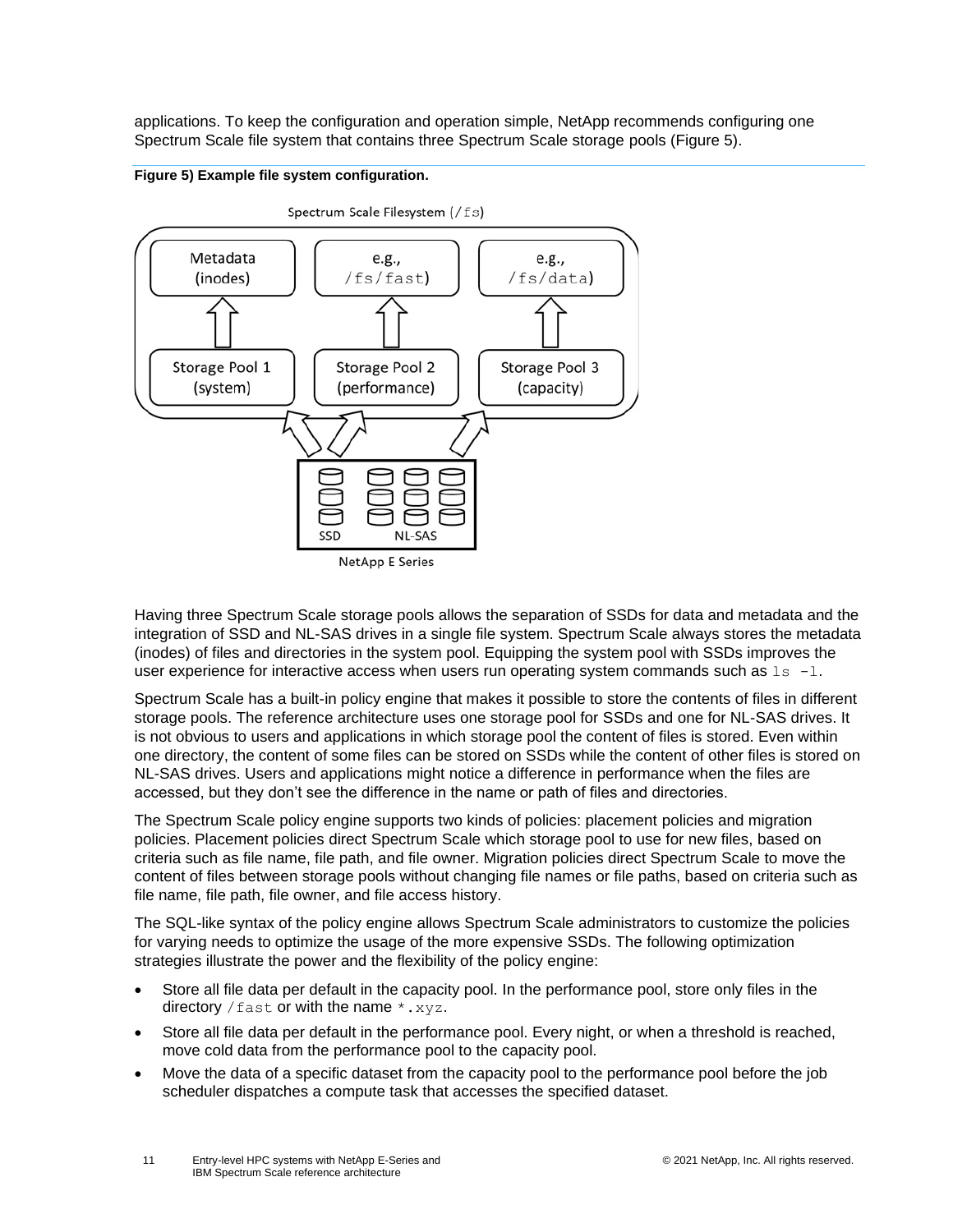applications. To keep the configuration and operation simple, NetApp recommends configuring one Spectrum Scale file system that contains three Spectrum Scale storage pools (Figure 5).

**Figure 5) Example file system configuration.**

Spectrum Scale Filesystem (/fs)

Metadata (inodes)

e.g., /fs/fast)

e.g., /fs/data)

Storage Pool 1 (system)

Storage Pool 2 (performance)

Storage Pool 3 (capacity)

SSD

NL-SAS

NetApp E Series

Having three Spectrum Scale storage pools allows the separation of SSDs for data and metadata and the integration of SSD and NL-SAS drives in a single file system. Spectrum Scale always stores the metadata (inodes) of files and directories in the system pool. Equipping the system pool with SSDs improves the user experience for interactive access when users run operating system commands such as `ls -l`.

Spectrum Scale has a built-in policy engine that makes it possible to store the contents of files in different storage pools. The reference architecture uses one storage pool for SSDs and one for NL-SAS drives. It is not obvious to users and applications in which storage pool the content of files is stored. Even within one directory, the content of some files can be stored on SSDs while the content of other files is stored on NL-SAS drives. Users and applications might notice a difference in performance when the files are accessed, but they don't see the difference in the name or path of files and directories.

The Spectrum Scale policy engine supports two kinds of policies: placement policies and migration policies. Placement policies direct Spectrum Scale which storage pool to use for new files, based on criteria such as file name, file path, and file owner. Migration policies direct Spectrum Scale to move the content of files between storage pools without changing file names or file paths, based on criteria such as file name, file path, file owner, and file access history.

The SQL-like syntax of the policy engine allows Spectrum Scale administrators to customize the policies for varying needs to optimize the usage of the more expensive SSDs. The following optimization strategies illustrate the power and the flexibility of the policy engine:

- Store all file data per default in the capacity pool. In the performance pool, store only files in the directory `/fast` or with the name `*.xyz`.
- Store all file data per default in the performance pool. Every night, or when a threshold is reached, move cold data from the performance pool to the capacity pool.
- Move the data of a specific dataset from the capacity pool to the performance pool before the job scheduler dispatches a compute task that accesses the specified dataset.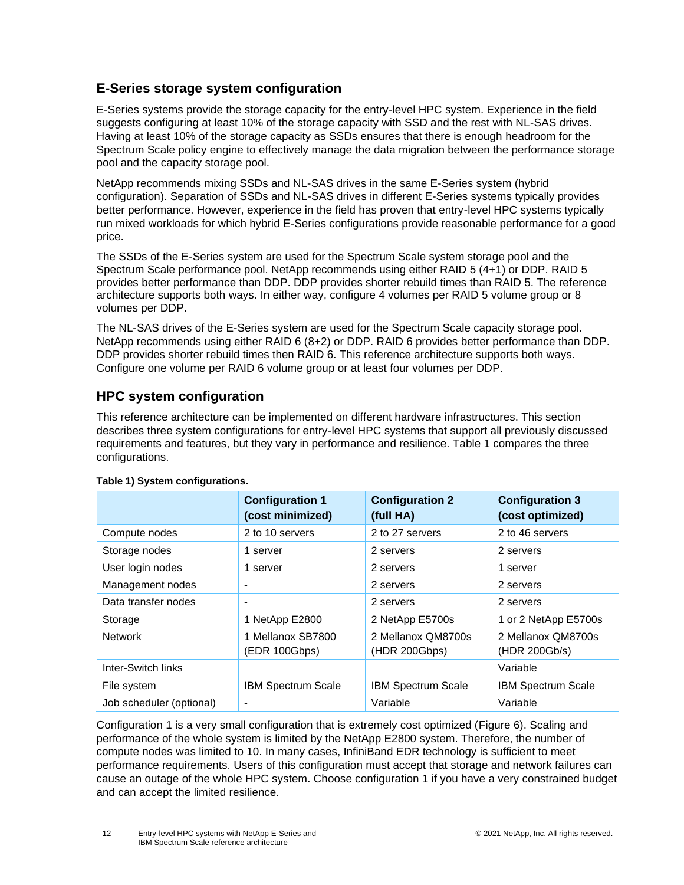## E-Series storage system configuration

E-Series systems provide the storage capacity for the entry-level HPC system. Experience in the field suggests configuring at least 10% of the storage capacity with SSD and the rest with NL-SAS drives. Having at least 10% of the storage capacity as SSDs ensures that there is enough headroom for the Spectrum Scale policy engine to effectively manage the data migration between the performance storage pool and the capacity storage pool.

NetApp recommends mixing SSDs and NL-SAS drives in the same E-Series system (hybrid configuration). Separation of SSDs and NL-SAS drives in different E-Series systems typically provides better performance. However, experience in the field has proven that entry-level HPC systems typically run mixed workloads for which hybrid E-Series configurations provide reasonable performance for a good price.

The SSDs of the E-Series system are used for the Spectrum Scale system storage pool and the Spectrum Scale performance pool. NetApp recommends using either RAID 5 (4+1) or DDP. RAID 5 provides better performance than DDP. DDP provides shorter rebuild times than RAID 5. The reference architecture supports both ways. In either way, configure 4 volumes per RAID 5 volume group or 8 volumes per DDP.

The NL-SAS drives of the E-Series system are used for the Spectrum Scale capacity storage pool. NetApp recommends using either RAID 6 (8+2) or DDP. RAID 6 provides better performance than DDP. DDP provides shorter rebuild times then RAID 6. This reference architecture supports both ways. Configure one volume per RAID 6 volume group or at least four volumes per DDP.

## HPC system configuration

This reference architecture can be implemented on different hardware infrastructures. This section describes three system configurations for entry-level HPC systems that support all previously discussed requirements and features, but they vary in performance and resilience. Table 1 compares the three configurations.

**Table 1) System configurations.**

| | Configuration 1 (cost minimized) | Configuration 2 (full HA) | Configuration 3 (cost optimized) |
|---|---|---|---|
| Compute nodes | 2 to 10 servers | 2 to 27 servers | 2 to 46 servers |
| Storage nodes | 1 server | 2 servers | 2 servers |
| User login nodes | 1 server | 2 servers | 1 server |
| Management nodes | - | 2 servers | 2 servers |
| Data transfer nodes | - | 2 servers | 2 servers |
| Storage | 1 NetApp E2800 | 2 NetApp E5700s | 1 or 2 NetApp E5700s |
| Network | 1 Mellanox SB7800 (EDR 100Gbps) | 2 Mellanox QM8700s (HDR 200Gbps) | 2 Mellanox QM8700s (HDR 200Gb/s) |
| Inter-Switch links | | | Variable |
| File system | IBM Spectrum Scale | IBM Spectrum Scale | IBM Spectrum Scale |
| Job scheduler (optional) | - | Variable | Variable |

Configuration 1 is a very small configuration that is extremely cost optimized (Figure 6). Scaling and performance of the whole system is limited by the NetApp E2800 system. Therefore, the number of compute nodes was limited to 10. In many cases, InfiniBand EDR technology is sufficient to meet performance requirements. Users of this configuration must accept that storage and network failures can cause an outage of the whole HPC system. Choose configuration 1 if you have a very constrained budget and can accept the limited resilience.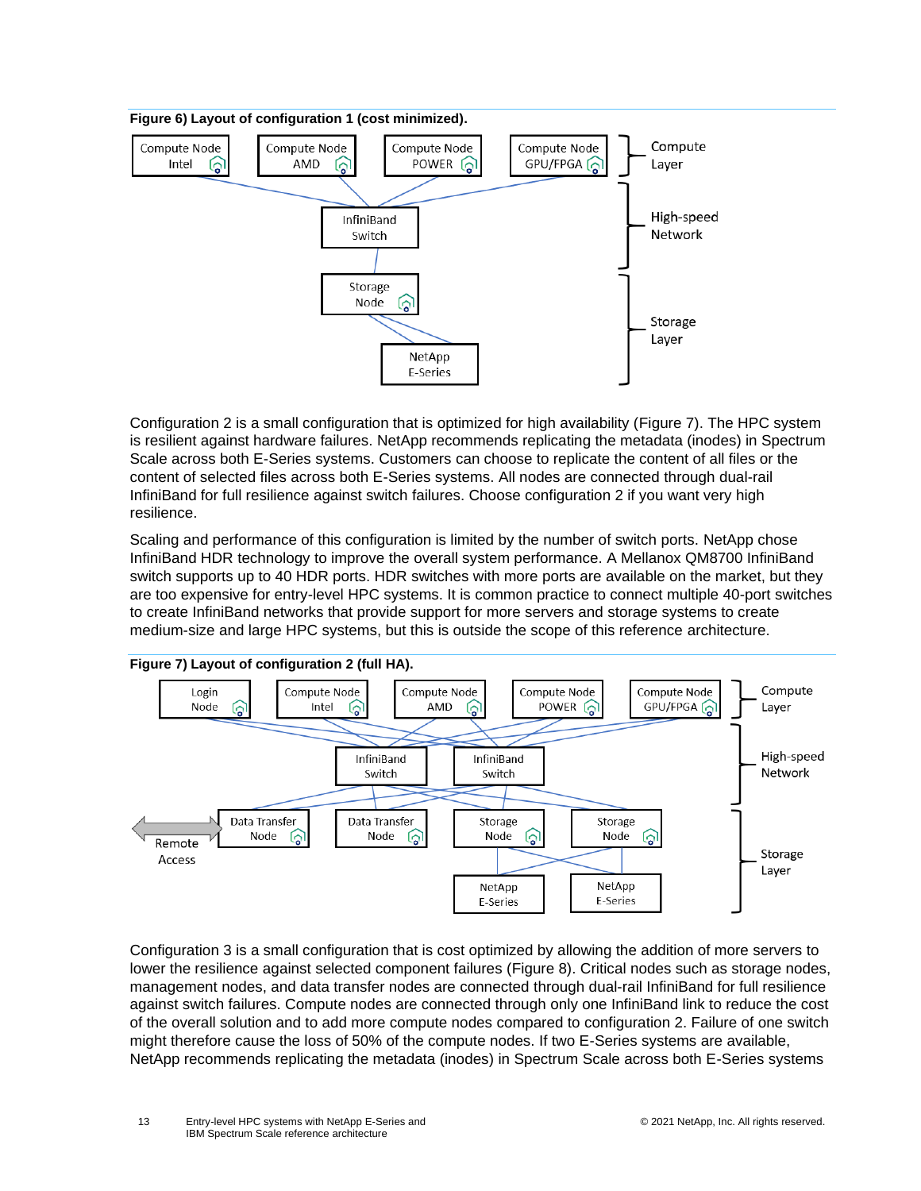**Figure 6) Layout of configuration 1 (cost minimized).**

Compute Node Intel
Compute Node AMD
Compute Node POWER
Compute Node GPU/FPGA
Compute Layer
InfiniBand Switch
High-speed Network
Storage Node
NetApp E-Series
Storage Layer

Configuration 2 is a small configuration that is optimized for high availability (Figure 7). The HPC system is resilient against hardware failures. NetApp recommends replicating the metadata (inodes) in Spectrum Scale across both E-Series systems. Customers can choose to replicate the content of all files or the content of selected files across both E-Series systems. All nodes are connected through dual-rail InfiniBand for full resilience against switch failures. Choose configuration 2 if you want very high resilience.

Scaling and performance of this configuration is limited by the number of switch ports. NetApp chose InfiniBand HDR technology to improve the overall system performance. A Mellanox QM8700 InfiniBand switch supports up to 40 HDR ports. HDR switches with more ports are available on the market, but they are too expensive for entry-level HPC systems. It is common practice to connect multiple 40-port switches to create InfiniBand networks that provide support for more servers and storage systems to create medium-size and large HPC systems, but this is outside the scope of this reference architecture.

**Figure 7) Layout of configuration 2 (full HA).**

Login Node
Compute Node Intel
Compute Node AMD
Compute Node POWER
Compute Node GPU/FPGA
Compute Layer
InfiniBand Switch
InfiniBand Switch
High-speed Network
Remote Access
Data Transfer Node
Data Transfer Node
Storage Node
Storage Node
NetApp E-Series
NetApp E-Series
Storage Layer

Configuration 3 is a small configuration that is cost optimized by allowing the addition of more servers to lower the resilience against selected component failures (Figure 8). Critical nodes such as storage nodes, management nodes, and data transfer nodes are connected through dual-rail InfiniBand for full resilience against switch failures. Compute nodes are connected through only one InfiniBand link to reduce the cost of the overall solution and to add more compute nodes compared to configuration 2. Failure of one switch might therefore cause the loss of 50% of the compute nodes. If two E-Series systems are available, NetApp recommends replicating the metadata (inodes) in Spectrum Scale across both E-Series systems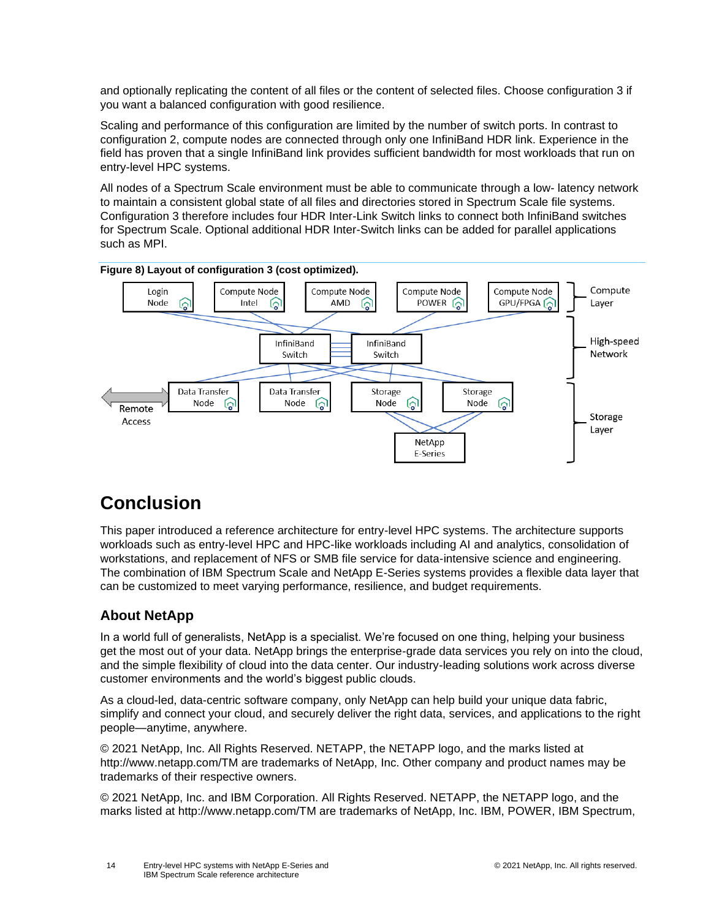and optionally replicating the content of all files or the content of selected files. Choose configuration 3 if you want a balanced configuration with good resilience.

Scaling and performance of this configuration are limited by the number of switch ports. In contrast to configuration 2, compute nodes are connected through only one InfiniBand HDR link. Experience in the field has proven that a single InfiniBand link provides sufficient bandwidth for most workloads that run on entry-level HPC systems.

All nodes of a Spectrum Scale environment must be able to communicate through a low- latency network to maintain a consistent global state of all files and directories stored in Spectrum Scale file systems. Configuration 3 therefore includes four HDR Inter-Link Switch links to connect both InfiniBand switches for Spectrum Scale. Optional additional HDR Inter-Switch links can be added for parallel applications such as MPI.

**Figure 8) Layout of configuration 3 (cost optimized).**

Login Node
Compute Node Intel
Compute Node AMD
Compute Node POWER
Compute Node GPU/FPGA
Compute Layer
InfiniBand Switch
InfiniBand Switch
High-speed Network
Remote Access
Data Transfer Node
Data Transfer Node
Storage Node
Storage Node
NetApp E-Series
Storage Layer

# Conclusion

This paper introduced a reference architecture for entry-level HPC systems. The architecture supports workloads such as entry-level HPC and HPC-like workloads including AI and analytics, consolidation of workstations, and replacement of NFS or SMB file service for data-intensive science and engineering. The combination of IBM Spectrum Scale and NetApp E-Series systems provides a flexible data layer that can be customized to meet varying performance, resilience, and budget requirements.

## About NetApp

In a world full of generalists, NetApp is a specialist. We're focused on one thing, helping your business get the most out of your data. NetApp brings the enterprise-grade data services you rely on into the cloud, and the simple flexibility of cloud into the data center. Our industry-leading solutions work across diverse customer environments and the world's biggest public clouds.

As a cloud-led, data-centric software company, only NetApp can help build your unique data fabric, simplify and connect your cloud, and securely deliver the right data, services, and applications to the right people—anytime, anywhere.

© 2021 NetApp, Inc. All Rights Reserved. NETAPP, the NETAPP logo, and the marks listed at http://www.netapp.com/TM are trademarks of NetApp, Inc. Other company and product names may be trademarks of their respective owners.

© 2021 NetApp, Inc. and IBM Corporation. All Rights Reserved. NETAPP, the NETAPP logo, and the marks listed at http://www.netapp.com/TM are trademarks of NetApp, Inc. IBM, POWER, IBM Spectrum,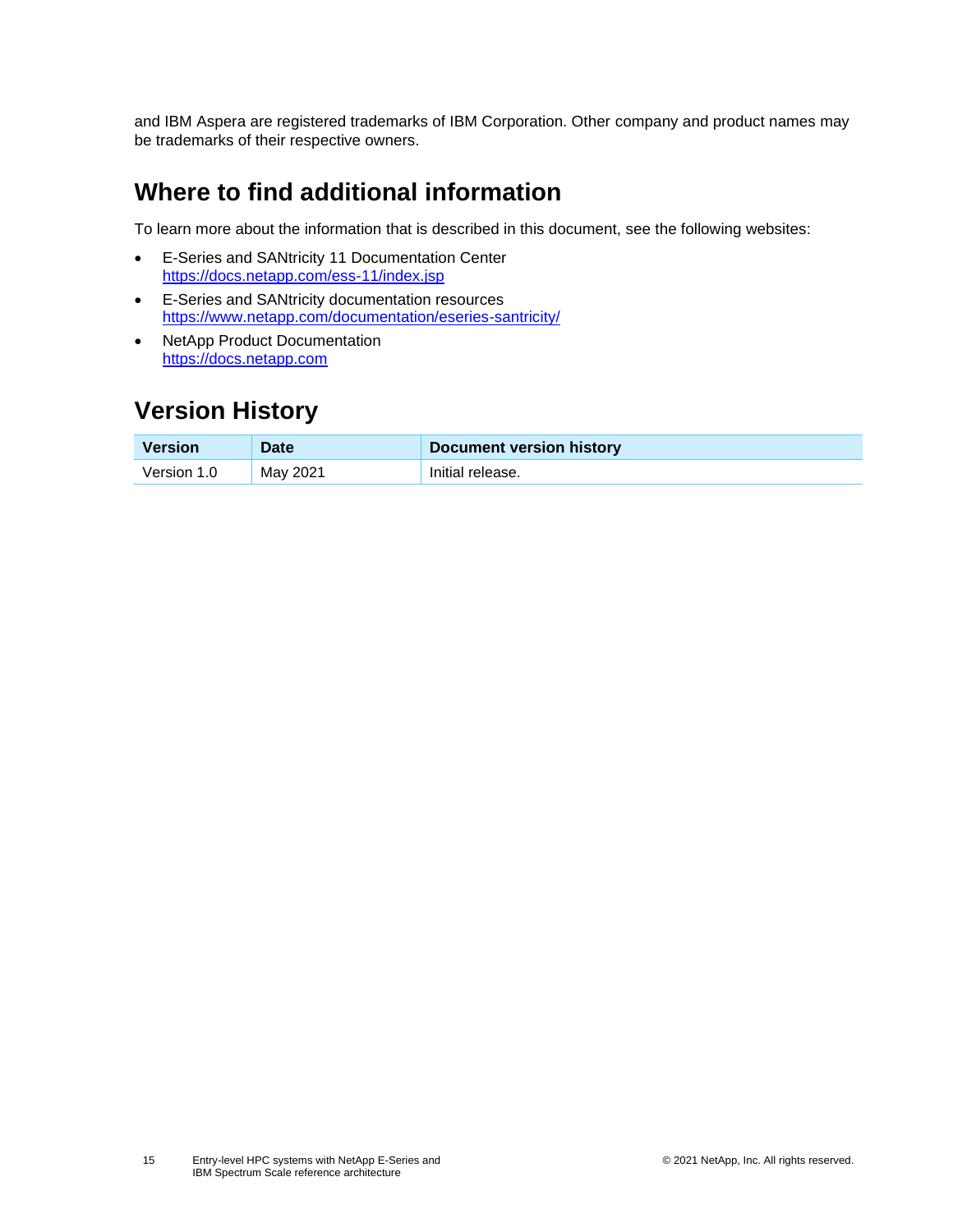and IBM Aspera are registered trademarks of IBM Corporation. Other company and product names may be trademarks of their respective owners.

## Where to find additional information

To learn more about the information that is described in this document, see the following websites:

- E-Series and SANtricity 11 Documentation Center
  https://docs.netapp.com/ess-11/index.jsp
- E-Series and SANtricity documentation resources
  https://www.netapp.com/documentation/eseries-santricity/
- NetApp Product Documentation
  https://docs.netapp.com

## Version History

| Version | Date | Document version history |
|---|---|---|
| Version 1.0 | May 2021 | Initial release. |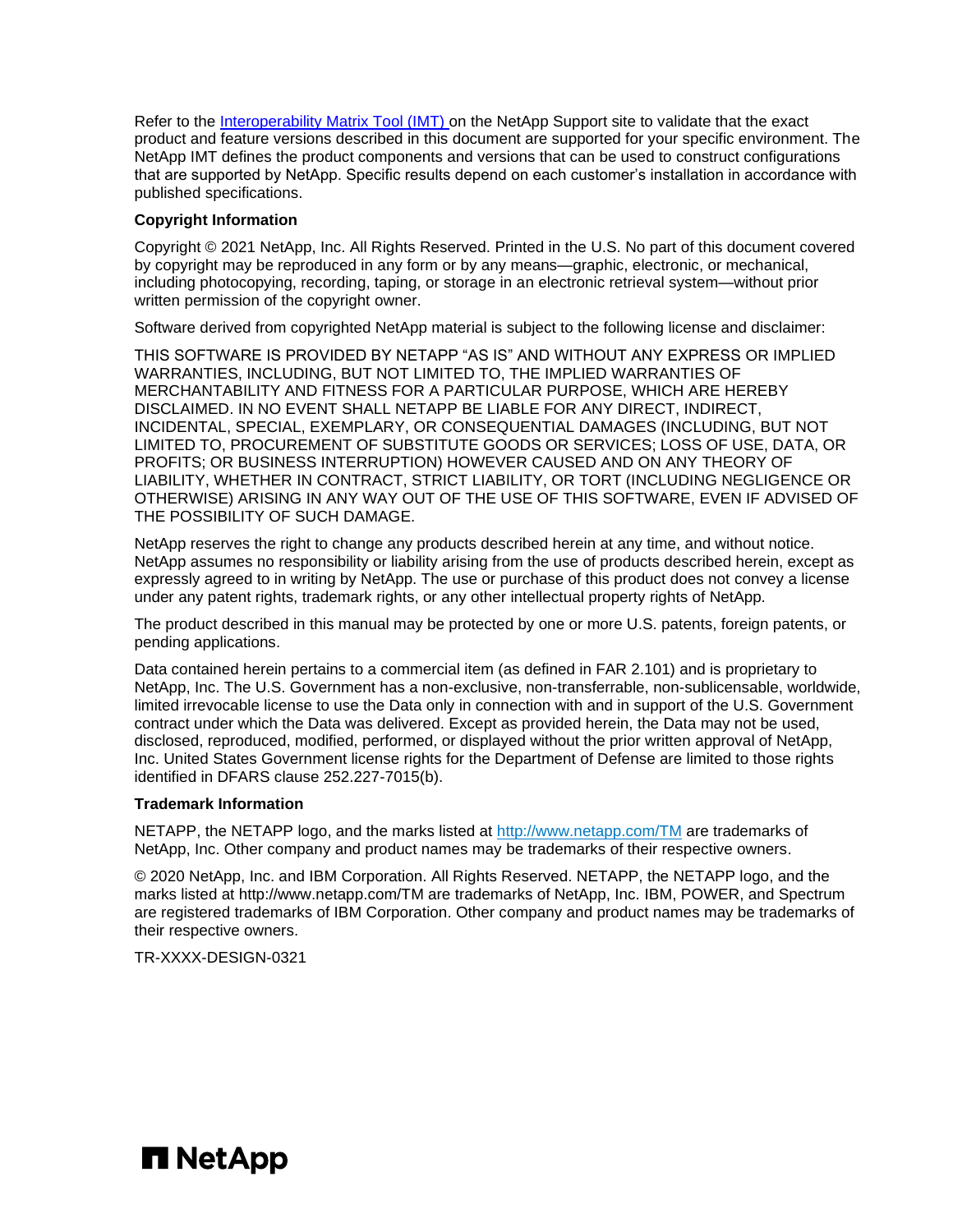Refer to the [Interoperability Matrix Tool (IMT)](#) on the NetApp Support site to validate that the exact product and feature versions described in this document are supported for your specific environment. The NetApp IMT defines the product components and versions that can be used to construct configurations that are supported by NetApp. Specific results depend on each customer's installation in accordance with published specifications.

**Copyright Information**

Copyright © 2021 NetApp, Inc. All Rights Reserved. Printed in the U.S. No part of this document covered by copyright may be reproduced in any form or by any means—graphic, electronic, or mechanical, including photocopying, recording, taping, or storage in an electronic retrieval system—without prior written permission of the copyright owner.

Software derived from copyrighted NetApp material is subject to the following license and disclaimer:

THIS SOFTWARE IS PROVIDED BY NETAPP "AS IS" AND WITHOUT ANY EXPRESS OR IMPLIED WARRANTIES, INCLUDING, BUT NOT LIMITED TO, THE IMPLIED WARRANTIES OF MERCHANTABILITY AND FITNESS FOR A PARTICULAR PURPOSE, WHICH ARE HEREBY DISCLAIMED. IN NO EVENT SHALL NETAPP BE LIABLE FOR ANY DIRECT, INDIRECT, INCIDENTAL, SPECIAL, EXEMPLARY, OR CONSEQUENTIAL DAMAGES (INCLUDING, BUT NOT LIMITED TO, PROCUREMENT OF SUBSTITUTE GOODS OR SERVICES; LOSS OF USE, DATA, OR PROFITS; OR BUSINESS INTERRUPTION) HOWEVER CAUSED AND ON ANY THEORY OF LIABILITY, WHETHER IN CONTRACT, STRICT LIABILITY, OR TORT (INCLUDING NEGLIGENCE OR OTHERWISE) ARISING IN ANY WAY OUT OF THE USE OF THIS SOFTWARE, EVEN IF ADVISED OF THE POSSIBILITY OF SUCH DAMAGE.

NetApp reserves the right to change any products described herein at any time, and without notice. NetApp assumes no responsibility or liability arising from the use of products described herein, except as expressly agreed to in writing by NetApp. The use or purchase of this product does not convey a license under any patent rights, trademark rights, or any other intellectual property rights of NetApp.

The product described in this manual may be protected by one or more U.S. patents, foreign patents, or pending applications.

Data contained herein pertains to a commercial item (as defined in FAR 2.101) and is proprietary to NetApp, Inc. The U.S. Government has a non-exclusive, non-transferrable, non-sublicensable, worldwide, limited irrevocable license to use the Data only in connection with and in support of the U.S. Government contract under which the Data was delivered. Except as provided herein, the Data may not be used, disclosed, reproduced, modified, performed, or displayed without the prior written approval of NetApp, Inc. United States Government license rights for the Department of Defense are limited to those rights identified in DFARS clause 252.227-7015(b).

**Trademark Information**

NETAPP, the NETAPP logo, and the marks listed at [http://www.netapp.com/TM](http://www.netapp.com/TM) are trademarks of NetApp, Inc. Other company and product names may be trademarks of their respective owners.

© 2020 NetApp, Inc. and IBM Corporation. All Rights Reserved. NETAPP, the NETAPP logo, and the marks listed at http://www.netapp.com/TM are trademarks of NetApp, Inc. IBM, POWER, and Spectrum are registered trademarks of IBM Corporation. Other company and product names may be trademarks of their respective owners.

TR-XXXX-DESIGN-0321

NetApp